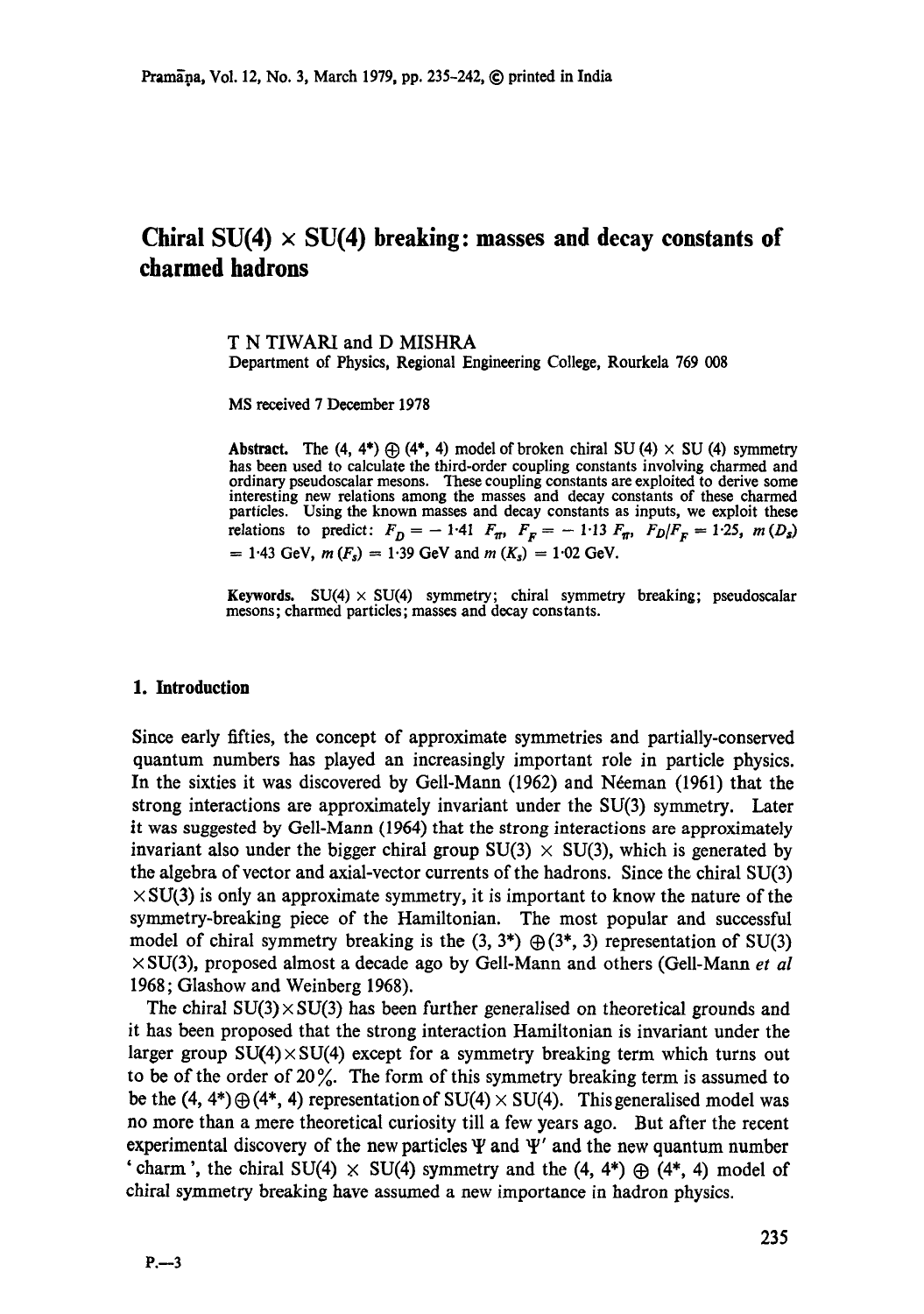# Chiral SU(4) × SU(4) breaking: masses and decay constants of charmed hadrons

T N TIWARI and D MISHRA

Department of Physics, Regional Engineering College, Rourkela 769 008

MS received 7 December 1978

**Abstract.** The (4, 4*) ⊕ (4*, 4) model of broken chiral SU (4) × SU (4) symmetry has been used to calculate the third-order coupling constants involving charmed and ordinary pseudoscalar mesons. These coupling constants are exploited to derive some interesting new relations among the masses and decay constants of these charmed particles. Using the known masses and decay constants as inputs, we exploit these relations to predict: $F_D = -1{\cdot}41\ F_\pi$, $F_F = -1{\cdot}13\ F_\pi$, $F_D/F_F = 1{\cdot}25$, $m(D_s) = 1{\cdot}43$ GeV, $m(F_s) = 1{\cdot}39$ GeV and $m(K_s) = 1{\cdot}02$ GeV.

**Keywords.** SU(4) × SU(4) symmetry; chiral symmetry breaking; pseudoscalar mesons; charmed particles; masses and decay constants.

## 1. Introduction

Since early fifties, the concept of approximate symmetries and partially-conserved quantum numbers has played an increasingly important role in particle physics. In the sixties it was discovered by Gell-Mann (1962) and Néeman (1961) that the strong interactions are approximately invariant under the SU(3) symmetry. Later it was suggested by Gell-Mann (1964) that the strong interactions are approximately invariant also under the bigger chiral group SU(3) × SU(3), which is generated by the algebra of vector and axial-vector currents of the hadrons. Since the chiral SU(3) × SU(3) is only an approximate symmetry, it is important to know the nature of the symmetry-breaking piece of the Hamiltonian. The most popular and successful model of chiral symmetry breaking is the (3, 3*) ⊕ (3*, 3) representation of SU(3) × SU(3), proposed almost a decade ago by Gell-Mann and others (Gell-Mann *et al* 1968; Glashow and Weinberg 1968).

The chiral SU(3) × SU(3) has been further generalised on theoretical grounds and it has been proposed that the strong interaction Hamiltonian is invariant under the larger group SU(4) × SU(4) except for a symmetry breaking term which turns out to be of the order of 20%. The form of this symmetry breaking term is assumed to be the (4, 4*) ⊕ (4*, 4) representation of SU(4) × SU(4). This generalised model was no more than a mere theoretical curiosity till a few years ago. But after the recent experimental discovery of the new particles Ψ and Ψ′ and the new quantum number 'charm', the chiral SU(4) × SU(4) symmetry and the (4, 4*) ⊕ (4*, 4) model of chiral symmetry breaking have assumed a new importance in hadron physics.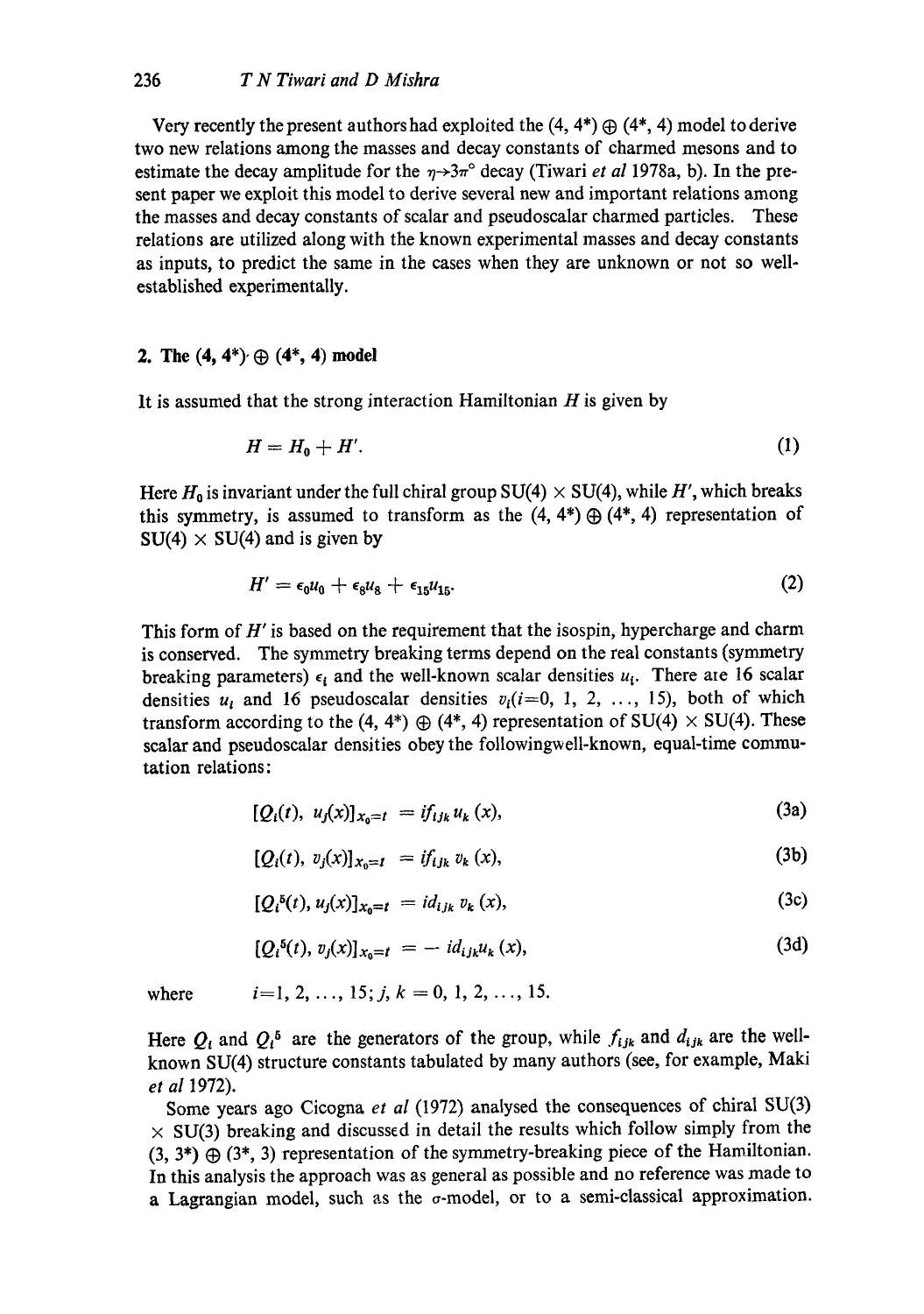Very recently the present authors had exploited the $(4, 4^*) \oplus (4^*, 4)$ model to derive two new relations among the masses and decay constants of charmed mesons and to estimate the decay amplitude for the $\eta \to 3\pi^0$ decay (Tiwari *et al* 1978a, b). In the present paper we exploit this model to derive several new and important relations among the masses and decay constants of scalar and pseudoscalar charmed particles. These relations are utilized along with the known experimental masses and decay constants as inputs, to predict the same in the cases when they are unknown or not so well-established experimentally.

## 2. The $(4, 4^*) \oplus (4^*, 4)$ model

It is assumed that the strong interaction Hamiltonian $H$ is given by

$$H = H_0 + H'. \tag{1}$$

Here $H_0$ is invariant under the full chiral group $SU(4) \times SU(4)$, while $H'$, which breaks this symmetry, is assumed to transform as the $(4, 4^*) \oplus (4^*, 4)$ representation of $SU(4) \times SU(4)$ and is given by

$$H' = \epsilon_0 u_0 + \epsilon_8 u_8 + \epsilon_{15} u_{15}. \tag{2}$$

This form of $H'$ is based on the requirement that the isospin, hypercharge and charm is conserved. The symmetry breaking terms depend on the real constants (symmetry breaking parameters) $\epsilon_i$ and the well-known scalar densities $u_i$. There are 16 scalar densities $u_i$ and 16 pseudoscalar densities $v_i (i=0, 1, 2, \ldots, 15)$, both of which transform according to the $(4, 4^*) \oplus (4^*, 4)$ representation of $SU(4) \times SU(4)$. These scalar and pseudoscalar densities obey the following well-known, equal-time commutation relations:

$$[Q_i(t), u_j(x)]_{x_0=t} = i f_{ijk} u_k (x), \tag{3a}$$

$$[Q_i(t), v_j(x)]_{x_0=t} = i f_{ijk} v_k (x), \tag{3b}$$

$$[Q_i^5(t), u_j(x)]_{x_0=t} = i d_{ijk} v_k (x), \tag{3c}$$

$$[Q_i^5(t), v_j(x)]_{x_0=t} = - i d_{ijk} u_k (x), \tag{3d}$$

where $\quad i=1, 2, \ldots, 15; j, k = 0, 1, 2, \ldots, 15.$

Here $Q_i$ and $Q_i^5$ are the generators of the group, while $f_{ijk}$ and $d_{ijk}$ are the well-known SU(4) structure constants tabulated by many authors (see, for example, Maki *et al* 1972).

Some years ago Cicogna *et al* (1972) analysed the consequences of chiral $SU(3) \times SU(3)$ breaking and discussed in detail the results which follow simply from the $(3, 3^*) \oplus (3^*, 3)$ representation of the symmetry-breaking piece of the Hamiltonian. In this analysis the approach was as general as possible and no reference was made to a Lagrangian model, such as the $\sigma$-model, or to a semi-classical approximation.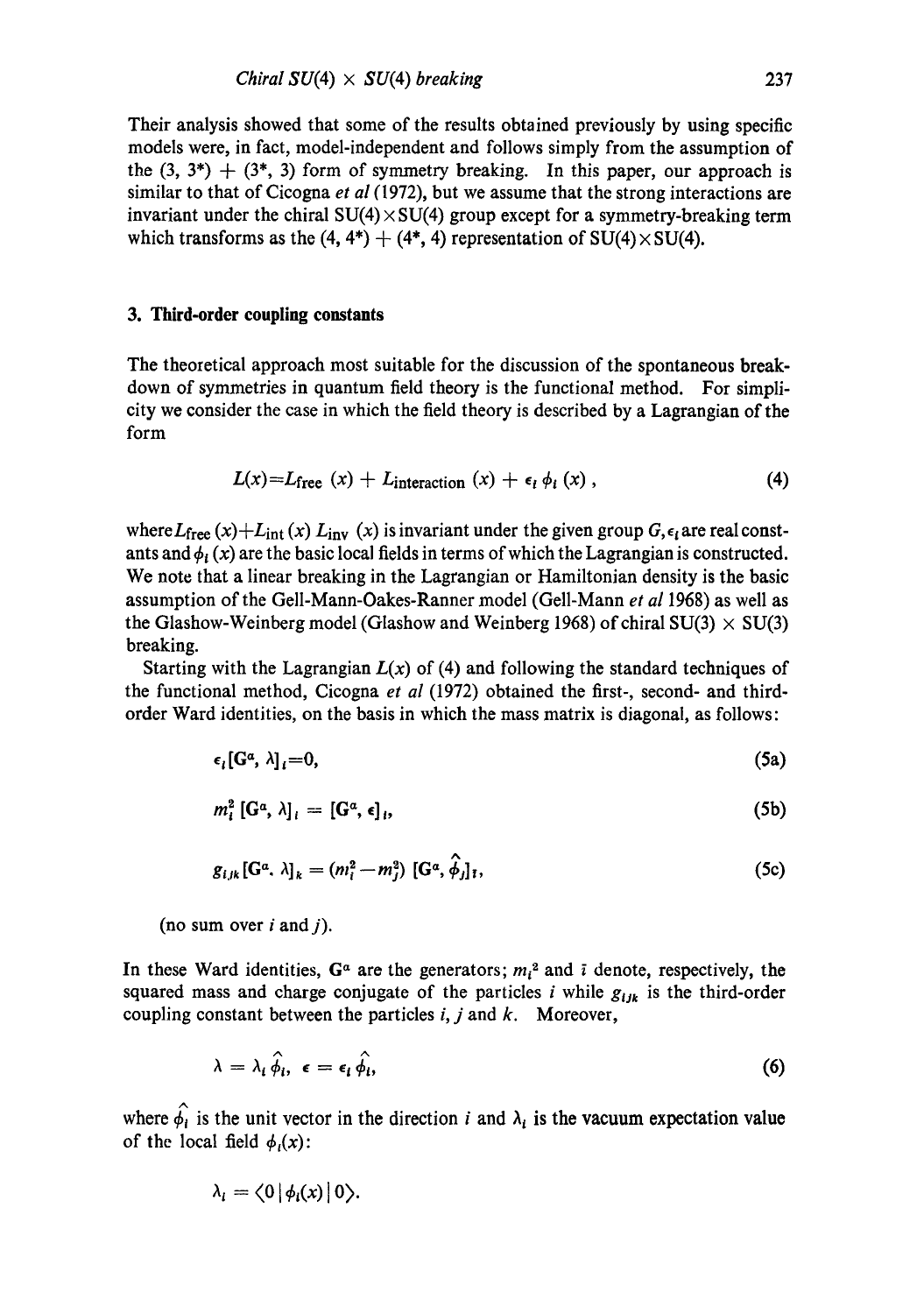Their analysis showed that some of the results obtained previously by using specific models were, in fact, model-independent and follows simply from the assumption of the (3, 3*) + (3*, 3) form of symmetry breaking. In this paper, our approach is similar to that of Cicogna *et al* (1972), but we assume that the strong interactions are invariant under the chiral SU(4)×SU(4) group except for a symmetry-breaking term which transforms as the (4, 4*) + (4*, 4) representation of SU(4)×SU(4).

### 3. Third-order coupling constants

The theoretical approach most suitable for the discussion of the spontaneous breakdown of symmetries in quantum field theory is the functional method. For simplicity we consider the case in which the field theory is described by a Lagrangian of the form

$$L(x) = L_{\text{free}}(x) + L_{\text{interaction}}(x) + \epsilon_i \phi_i(x), \tag{4}$$

where $L_{\text{free}}(x) + L_{\text{int}}(x)$ $L_{\text{inv}}(x)$ is invariant under the given group $G$, $\epsilon_i$ are real constants and $\phi_i(x)$ are the basic local fields in terms of which the Lagrangian is constructed. We note that a linear breaking in the Lagrangian or Hamiltonian density is the basic assumption of the Gell-Mann-Oakes-Ranner model (Gell-Mann *et al* 1968) as well as the Glashow-Weinberg model (Glashow and Weinberg 1968) of chiral SU(3) × SU(3) breaking.

Starting with the Lagrangian $L(x)$ of (4) and following the standard techniques of the functional method, Cicogna *et al* (1972) obtained the first-, second- and third-order Ward identities, on the basis in which the mass matrix is diagonal, as follows:

$$\epsilon_i [\mathbf{G}^a, \lambda]_i = 0, \tag{5a}$$

$$m_i^2 [\mathbf{G}^a, \lambda]_i = [\mathbf{G}^a, \epsilon]_i, \tag{5b}$$

$$g_{ijk} [\mathbf{G}^a, \lambda]_k = (m_i^2 - m_j^2) [\mathbf{G}^a, \hat{\phi}_j]_{\bar{i}}, \tag{5c}$$

(no sum over $i$ and $j$).

In these Ward identities, $\mathbf{G}^a$ are the generators; $m_i^2$ and $\bar{i}$ denote, respectively, the squared mass and charge conjugate of the particles $i$ while $g_{ijk}$ is the third-order coupling constant between the particles $i$, $j$ and $k$. Moreover,

$$\lambda = \lambda_i \hat{\phi}_i, \quad \epsilon = \epsilon_i \hat{\phi}_i, \tag{6}$$

where $\hat{\phi}_i$ is the unit vector in the direction $i$ and $\lambda_i$ is the vacuum expectation value of the local field $\phi_i(x)$:

$$\lambda_i = \langle 0 | \phi_i(x) | 0 \rangle.$$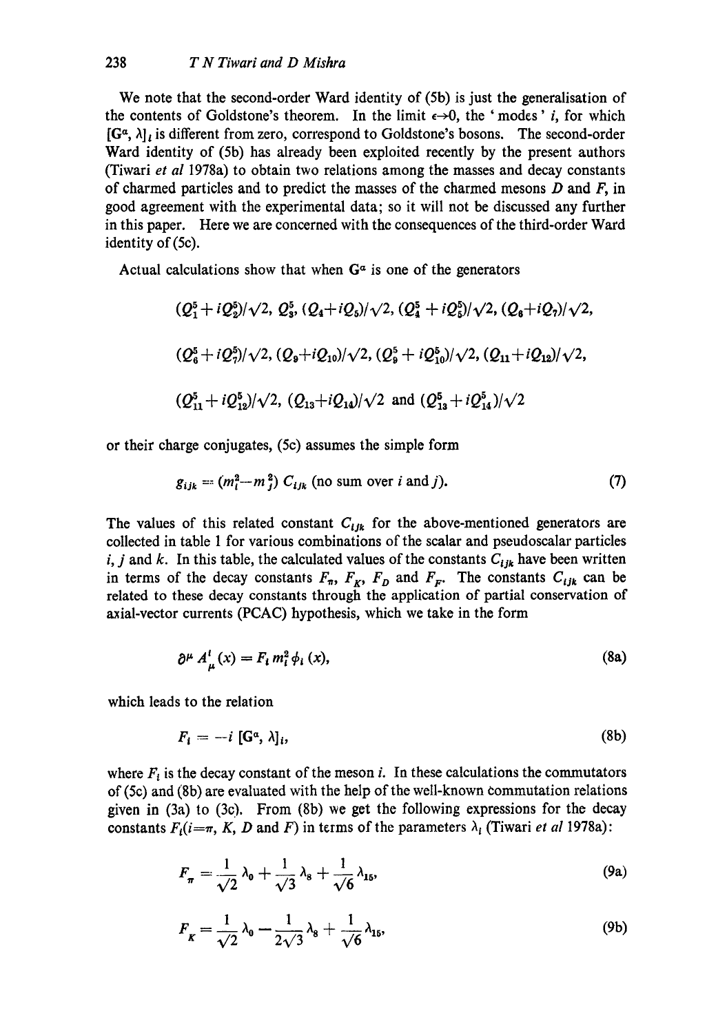We note that the second-order Ward identity of (5b) is just the generalisation of the contents of Goldstone's theorem. In the limit $\epsilon \to 0$, the 'modes' $i$, for which $[G^a, \lambda]_i$ is different from zero, correspond to Goldstone's bosons. The second-order Ward identity of (5b) has already been exploited recently by the present authors (Tiwari *et al* 1978a) to obtain two relations among the masses and decay constants of charmed particles and to predict the masses of the charmed mesons $D$ and $F$, in good agreement with the experimental data; so it will not be discussed any further in this paper. Here we are concerned with the consequences of the third-order Ward identity of (5c).

Actual calculations show that when $G^a$ is one of the generators

$$(Q_1^5 + iQ_2^5)/\sqrt{2},\ Q_3^5,\ (Q_4 + iQ_5)/\sqrt{2},\ (Q_4^5 + iQ_5^5)/\sqrt{2},\ (Q_6 + iQ_7)/\sqrt{2},$$

$$(Q_6^5 + iQ_7^5)/\sqrt{2},\ (Q_9 + iQ_{10})/\sqrt{2},\ (Q_9^5 + iQ_{10}^5)/\sqrt{2},\ (Q_{11} + iQ_{12})/\sqrt{2},$$

$$(Q_{11}^5 + iQ_{12}^5)/\sqrt{2},\ (Q_{13} + iQ_{14})/\sqrt{2} \text{ and } (Q_{13}^5 + iQ_{14}^5)/\sqrt{2}$$

or their charge conjugates, (5c) assumes the simple form

$$g_{ijk} = (m_i^2 - m_j^2)\, C_{ijk} \text{ (no sum over } i \text{ and } j). \tag{7}$$

The values of this related constant $C_{ijk}$ for the above-mentioned generators are collected in table 1 for various combinations of the scalar and pseudoscalar particles $i$, $j$ and $k$. In this table, the calculated values of the constants $C_{ijk}$ have been written in terms of the decay constants $F_\pi$, $F_K$, $F_D$ and $F_F$. The constants $C_{ijk}$ can be related to these decay constants through the application of partial conservation of axial-vector currents (PCAC) hypothesis, which we take in the form

$$\partial^\mu A_\mu^i(x) = F_i\, m_i^2\, \phi_i(x), \tag{8a}$$

which leads to the relation

$$F_i = -i\, [G^a, \lambda]_i, \tag{8b}$$

where $F_i$ is the decay constant of the meson $i$. In these calculations the commutators of (5c) and (8b) are evaluated with the help of the well-known commutation relations given in (3a) to (3c). From (8b) we get the following expressions for the decay constants $F_i (i = \pi, K, D$ and $F)$ in terms of the parameters $\lambda_i$ (Tiwari *et al* 1978a):

$$F_\pi = \frac{1}{\sqrt{2}}\lambda_0 + \frac{1}{\sqrt{3}}\lambda_8 + \frac{1}{\sqrt{6}}\lambda_{15}, \tag{9a}$$

$$F_K = \frac{1}{\sqrt{2}}\lambda_0 - \frac{1}{2\sqrt{3}}\lambda_8 + \frac{1}{\sqrt{6}}\lambda_{15}, \tag{9b}$$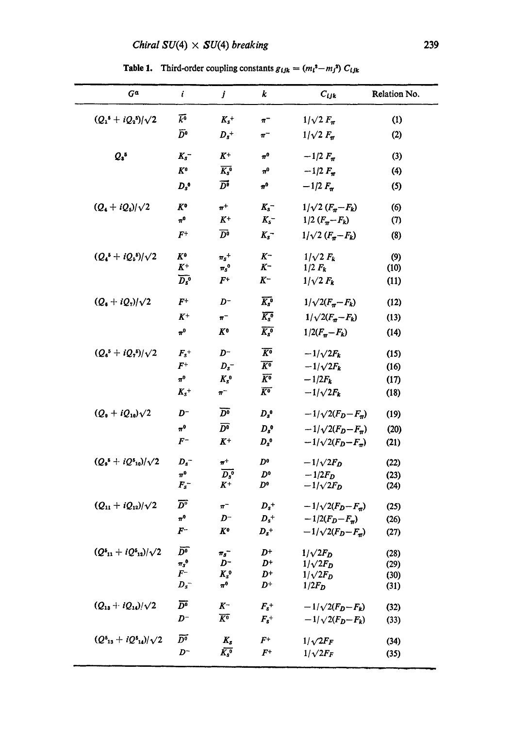Table 1. Third-order coupling constants $g_{ijk} = (m_i^2 - m_j^2)\, C_{ijk}$

| $G^a$ | $i$ | $j$ | $k$ | $C_{ijk}$ | Relation No. |
|---|---|---|---|---|---|
| $(Q_1^5 + iQ_2^5)/\sqrt{2}$ | $\overline{K^0}$ | $K_s^+$ | $\pi^-$ | $1/\sqrt{2}\, F_\pi$ | (1) |
| | $\overline{D^0}$ | $D_s^+$ | $\pi^-$ | $1/\sqrt{2}\, F_\pi$ | (2) |
| $Q_3^5$ | $K_s^-$ | $K^+$ | $\pi^0$ | $-1/2\, F_\pi$ | (3) |
| | $K^0$ | $\overline{K_s^0}$ | $\pi^0$ | $-1/2\, F_\pi$ | (4) |
| | $D_s^0$ | $\overline{D^0}$ | $\pi^0$ | $-1/2\, F_\pi$ | (5) |
| $(Q_4 + iQ_5)/\sqrt{2}$ | $K^0$ | $\pi^+$ | $K_s^-$ | $1/\sqrt{2}\, (F_\pi - F_k)$ | (6) |
| | $\pi^0$ | $K^+$ | $K_s^-$ | $1/2\, (F_\pi - F_k)$ | (7) |
| | $F^+$ | $\overline{D^0}$ | $K_s^-$ | $1/\sqrt{2}\, (F_\pi - F_k)$ | (8) |
| $(Q_4^5 + iQ_5^5)/\sqrt{2}$ | $K^0$ | $\pi_s^+$ | $K^-$ | $1/\sqrt{2}\, F_k$ | (9) |
| | $K^+$ | $\pi_s^0$ | $K^-$ | $1/2\, F_k$ | (10) |
| | $\overline{D_s^0}$ | $F^+$ | $K^-$ | $1/\sqrt{2}\, F_k$ | (11) |
| $(Q_6 + iQ_7)/\sqrt{2}$ | $F^+$ | $D^-$ | $\overline{K_s^0}$ | $1/\sqrt{2}(F_\pi - F_k)$ | (12) |
| | $K^+$ | $\pi^-$ | $\overline{K_s^0}$ | $1/\sqrt{2}(F_\pi - F_k)$ | (13) |
| | $\pi^0$ | $K^0$ | $\overline{K_s^0}$ | $1/2(F_\pi - F_k)$ | (14) |
| $(Q_6^5 + iQ_7^5)/\sqrt{2}$ | $F_s^+$ | $D^-$ | $\overline{K^0}$ | $-1/\sqrt{2}F_k$ | (15) |
| | $F^+$ | $D_s^-$ | $\overline{K^0}$ | $-1/\sqrt{2}F_k$ | (16) |
| | $\pi^0$ | $K_s^0$ | $\overline{K^0}$ | $-1/2F_k$ | (17) |
| | $K_s^+$ | $\pi^-$ | $\overline{K^0}$ | $-1/\sqrt{2}F_k$ | (18) |
| $(Q_9 + iQ_{10})\sqrt{2}$ | $D^-$ | $\overline{D^0}$ | $D_s^0$ | $-1/\sqrt{2}(F_D - F_\pi)$ | (19) |
| | $\pi^0$ | $\overline{D^0}$ | $D_s^0$ | $-1/\sqrt{2}(F_D - F_\pi)$ | (20) |
| | $F^-$ | $K^+$ | $D_s^0$ | $-1/\sqrt{2}(F_D - F_\pi)$ | (21) |
| $(Q_9^5 + iQ_{10}^5)/\sqrt{2}$ | $D_s^-$ | $\pi^+$ | $D^0$ | $-1/\sqrt{2}F_D$ | (22) |
| | $\pi^0$ | $\overline{D_s^0}$ | $D^0$ | $-1/2F_D$ | (23) |
| | $F_s^-$ | $K^+$ | $D^0$ | $-1/\sqrt{2}F_D$ | (24) |
| $(Q_{11} + iQ_{12})/\sqrt{2}$ | $\overline{D^0}$ | $\pi^-$ | $D_s^+$ | $-1/\sqrt{2}(F_D - F_\pi)$ | (25) |
| | $\pi^0$ | $D^-$ | $D_s^+$ | $-1/2(F_D - F_\pi)$ | (26) |
| | $F^-$ | $K^0$ | $D_s^+$ | $-1/\sqrt{2}(F_D - F_\pi)$ | (27) |
| $(Q_{11}^5 + iQ_{12}^5)/\sqrt{2}$ | $\overline{D^0}$ | $\pi_s^-$ | $D^+$ | $1/\sqrt{2}F_D$ | (28) |
| | $\pi_s^0$ | $D^-$ | $D^+$ | $1/\sqrt{2}F_D$ | (29) |
| | $F^-$ | $K_s^0$ | $D^+$ | $1/\sqrt{2}F_D$ | (30) |
| | $D_s^-$ | $\pi^0$ | $D^+$ | $1/2F_D$ | (31) |
| $(Q_{13} + iQ_{14})/\sqrt{2}$ | $\overline{D^0}$ | $K^-$ | $F_s^+$ | $-1/\sqrt{2}(F_D - F_k)$ | (32) |
| | $D^-$ | $\overline{K^0}$ | $F_s^+$ | $-1/\sqrt{2}(F_D - F_k)$ | (33) |
| $(Q_{13}^5 + iQ_{14}^5)/\sqrt{2}$ | $\overline{D^0}$ | $K_s$ | $F^+$ | $1/\sqrt{2}F_F$ | (34) |
| | $D^-$ | $\overline{K_s^0}$ | $F^+$ | $1/\sqrt{2}F_F$ | (35) |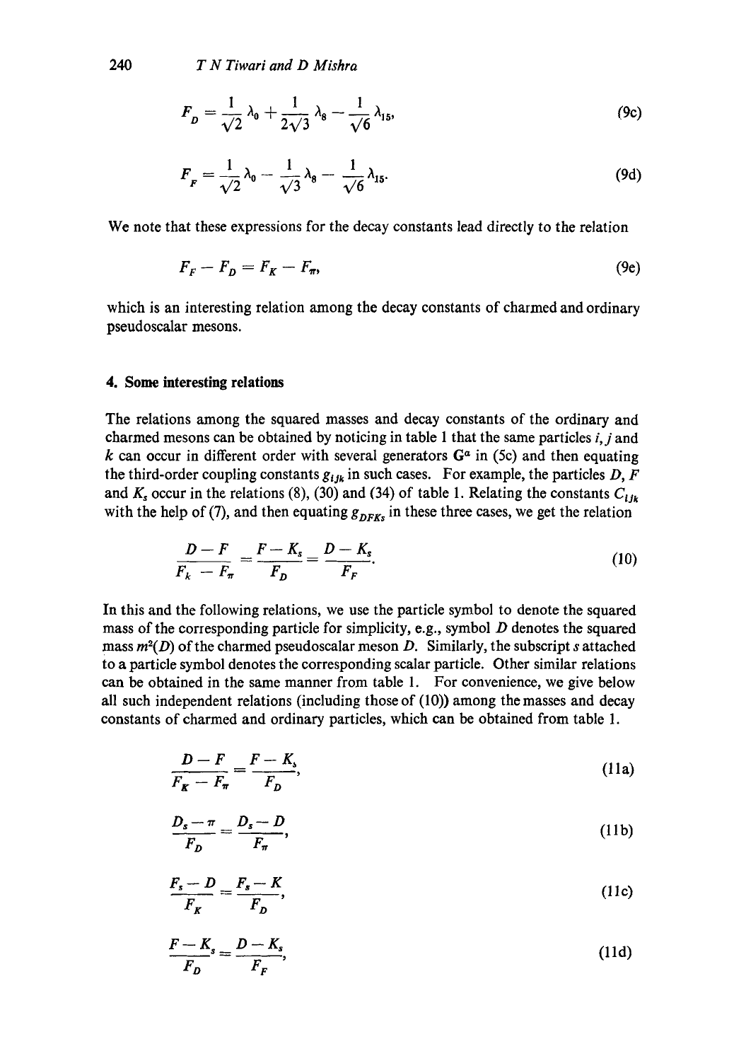$$F_D = \frac{1}{\sqrt{2}}\lambda_0 + \frac{1}{2\sqrt{3}}\lambda_8 - \frac{1}{\sqrt{6}}\lambda_{15}, \tag{9c}$$

$$F_F = \frac{1}{\sqrt{2}}\lambda_0 - \frac{1}{\sqrt{3}}\lambda_8 - \frac{1}{\sqrt{6}}\lambda_{15}. \tag{9d}$$

We note that these expressions for the decay constants lead directly to the relation

$$F_F - F_D = F_K - F_\pi, \tag{9e}$$

which is an interesting relation among the decay constants of charmed and ordinary pseudoscalar mesons.

## 4. Some interesting relations

The relations among the squared masses and decay constants of the ordinary and charmed mesons can be obtained by noticing in table 1 that the same particles $i, j$ and $k$ can occur in different order with several generators $G^a$ in (5c) and then equating the third-order coupling constants $g_{ijk}$ in such cases. For example, the particles $D$, $F$ and $K_s$ occur in the relations (8), (30) and (34) of table 1. Relating the constants $C_{ijk}$ with the help of (7), and then equating $g_{DFK_s}$ in these three cases, we get the relation

$$\frac{D - F}{F_k - F_\pi} = \frac{F - K_s}{F_D} = \frac{D - K_s}{F_F}. \tag{10}$$

In this and the following relations, we use the particle symbol to denote the squared mass of the corresponding particle for simplicity, e.g., symbol $D$ denotes the squared mass $m^2(D)$ of the charmed pseudoscalar meson $D$. Similarly, the subscript $s$ attached to a particle symbol denotes the corresponding scalar particle. Other similar relations can be obtained in the same manner from table 1. For convenience, we give below all such independent relations (including those of (10)) among the masses and decay constants of charmed and ordinary particles, which can be obtained from table 1.

$$\frac{D - F}{F_K - F_\pi} = \frac{F - K_s}{F_D}, \tag{11a}$$

$$\frac{D_s - \pi}{F_D} = \frac{D_s - D}{F_\pi}, \tag{11b}$$

$$\frac{F_s - D}{F_K} = \frac{F_s - K}{F_D}, \tag{11c}$$

$$\frac{F - K_s}{F_D} = \frac{D - K_s}{F_F}, \tag{11d}$$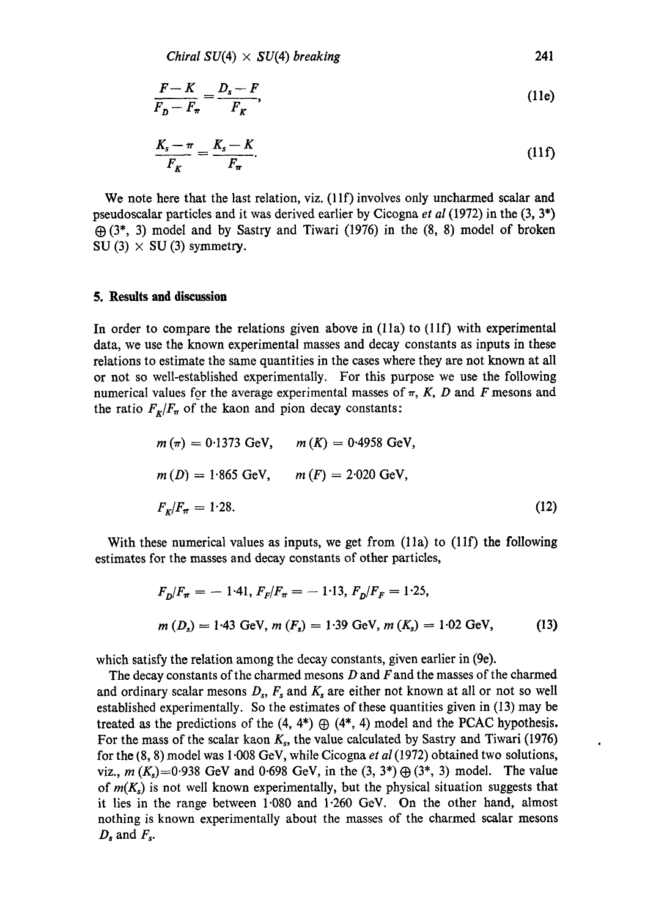$$\frac{F-K}{F_D - F_\pi} = \frac{D_s - F}{F_K}, \tag{11e}$$

$$\frac{K_s - \pi}{F_K} = \frac{K_s - K}{F_\pi}. \tag{11f}$$

We note here that the last relation, viz. (11f) involves only uncharmed scalar and pseudoscalar particles and it was derived earlier by Cicogna *et al* (1972) in the $(3, 3^*) \oplus (3^*, 3)$ model and by Sastry and Tiwari (1976) in the $(8, 8)$ model of broken SU (3) $\times$ SU (3) symmetry.

## 5. Results and discussion

In order to compare the relations given above in (11a) to (11f) with experimental data, we use the known experimental masses and decay constants as inputs in these relations to estimate the same quantities in the cases where they are not known at all or not so well-established experimentally. For this purpose we use the following numerical values for the average experimental masses of $\pi$, $K$, $D$ and $F$ mesons and the ratio $F_K/F_\pi$ of the kaon and pion decay constants:

$$\begin{aligned} &m(\pi) = 0{\cdot}1373 \text{ GeV}, \quad m(K) = 0{\cdot}4958 \text{ GeV}, \\ &m(D) = 1{\cdot}865 \text{ GeV}, \quad m(F) = 2{\cdot}020 \text{ GeV}, \\ &F_K/F_\pi = 1{\cdot}28. \end{aligned} \tag{12}$$

With these numerical values as inputs, we get from (11a) to (11f) the following estimates for the masses and decay constants of other particles,

$$\begin{aligned} &F_D/F_\pi = -1{\cdot}41, \; F_F/F_\pi = -1{\cdot}13, \; F_D/F_F = 1{\cdot}25, \\ &m(D_s) = 1{\cdot}43 \text{ GeV}, \; m(F_s) = 1{\cdot}39 \text{ GeV}, \; m(K_s) = 1{\cdot}02 \text{ GeV}, \end{aligned} \tag{13}$$

which satisfy the relation among the decay constants, given earlier in (9e).

The decay constants of the charmed mesons $D$ and $F$ and the masses of the charmed and ordinary scalar mesons $D_s$, $F_s$ and $K_s$ are either not known at all or not so well established experimentally. So the estimates of these quantities given in (13) may be treated as the predictions of the $(4, 4^*) \oplus (4^*, 4)$ model and the PCAC hypothesis. For the mass of the scalar kaon $K_s$, the value calculated by Sastry and Tiwari (1976) for the $(8, 8)$ model was 1·008 GeV, while Cicogna *et al* (1972) obtained two solutions, viz., $m(K_s) = 0{\cdot}938$ GeV and 0·698 GeV, in the $(3, 3^*) \oplus (3^*, 3)$ model. The value of $m(K_s)$ is not well known experimentally, but the physical situation suggests that it lies in the range between 1·080 and 1·260 GeV. On the other hand, almost nothing is known experimentally about the masses of the charmed scalar mesons $D_s$ and $F_s$.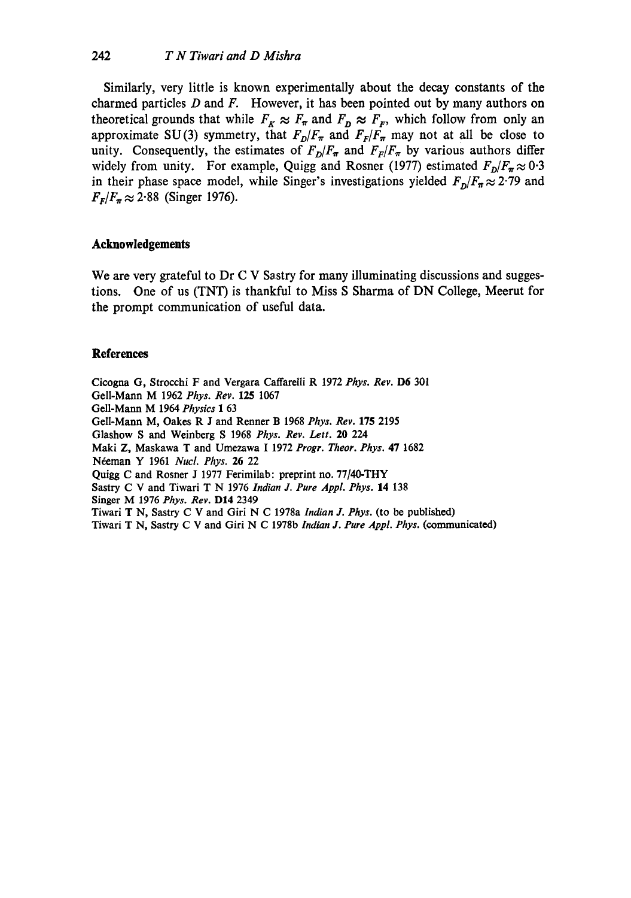Similarly, very little is known experimentally about the decay constants of the charmed particles $D$ and $F$. However, it has been pointed out by many authors on theoretical grounds that while $F_K \approx F_\pi$ and $F_D \approx F_F$, which follow from only an approximate SU(3) symmetry, that $F_D/F_\pi$ and $F_F/F_\pi$ may not at all be close to unity. Consequently, the estimates of $F_D/F_\pi$ and $F_F/F_\pi$ by various authors differ widely from unity. For example, Quigg and Rosner (1977) estimated $F_D/F_\pi \approx 0{\cdot}3$ in their phase space model, while Singer's investigations yielded $F_D/F_\pi \approx 2{\cdot}79$ and $F_F/F_\pi \approx 2{\cdot}88$ (Singer 1976).

## Acknowledgements

We are very grateful to Dr C V Sastry for many illuminating discussions and suggestions. One of us (TNT) is thankful to Miss S Sharma of DN College, Meerut for the prompt communication of useful data.

## References

Cicogna G, Strocchi F and Vergara Caffarelli R 1972 *Phys. Rev.* **D6** 301

Gell-Mann M 1962 *Phys. Rev.* **125** 1067

Gell-Mann M 1964 *Physics* **1** 63

Gell-Mann M, Oakes R J and Renner B 1968 *Phys. Rev.* **175** 2195

Glashow S and Weinberg S 1968 *Phys. Rev. Lett.* **20** 224

Maki Z, Maskawa T and Umezawa I 1972 *Progr. Theor. Phys.* **47** 1682

Néeman Y 1961 *Nucl. Phys.* **26** 22

Quigg C and Rosner J 1977 Ferimilab: preprint no. 77/40-THY

Sastry C V and Tiwari T N 1976 *Indian J. Pure Appl. Phys.* **14** 138

Singer M 1976 *Phys. Rev.* **D14** 2349

Tiwari T N, Sastry C V and Giri N C 1978a *Indian J. Phys.* (to be published)

Tiwari T N, Sastry C V and Giri N C 1978b *Indian J. Pure Appl. Phys.* (communicated)